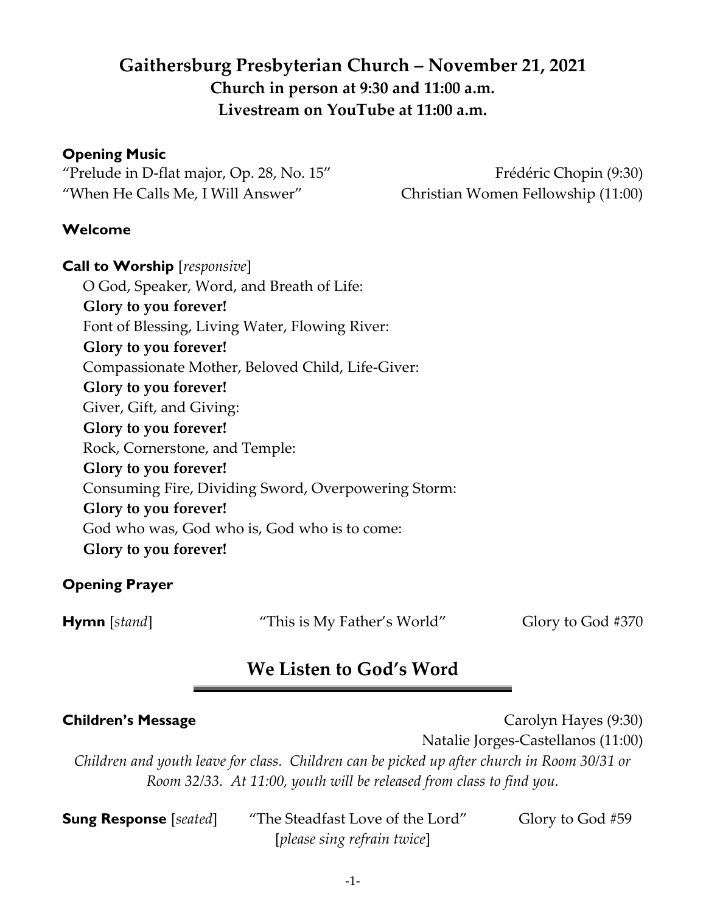# Gaithersburg Presbyterian Church – November 21, 2021

**Church in person at 9:30 and 11:00 a.m.**
**Livestream on YouTube at 11:00 a.m.**

**Opening Music**

"Prelude in D-flat major, Op. 28, No. 15" Frédéric Chopin (9:30)
"When He Calls Me, I Will Answer" Christian Women Fellowship (11:00)

**Welcome**

**Call to Worship** [*responsive*]

O God, Speaker, Word, and Breath of Life:
**Glory to you forever!**
Font of Blessing, Living Water, Flowing River:
**Glory to you forever!**
Compassionate Mother, Beloved Child, Life-Giver:
**Glory to you forever!**
Giver, Gift, and Giving:
**Glory to you forever!**
Rock, Cornerstone, and Temple:
**Glory to you forever!**
Consuming Fire, Dividing Sword, Overpowering Storm:
**Glory to you forever!**
God who was, God who is, God who is to come:
**Glory to you forever!**

**Opening Prayer**

**Hymn** [*stand*] "This is My Father's World" Glory to God #370

## We Listen to God's Word

**Children's Message** Carolyn Hayes (9:30)
Natalie Jorges-Castellanos (11:00)

*Children and youth leave for class. Children can be picked up after church in Room 30/31 or Room 32/33. At 11:00, youth will be released from class to find you.*

**Sung Response** [*seated*] "The Steadfast Love of the Lord" Glory to God #59
[*please sing refrain twice*]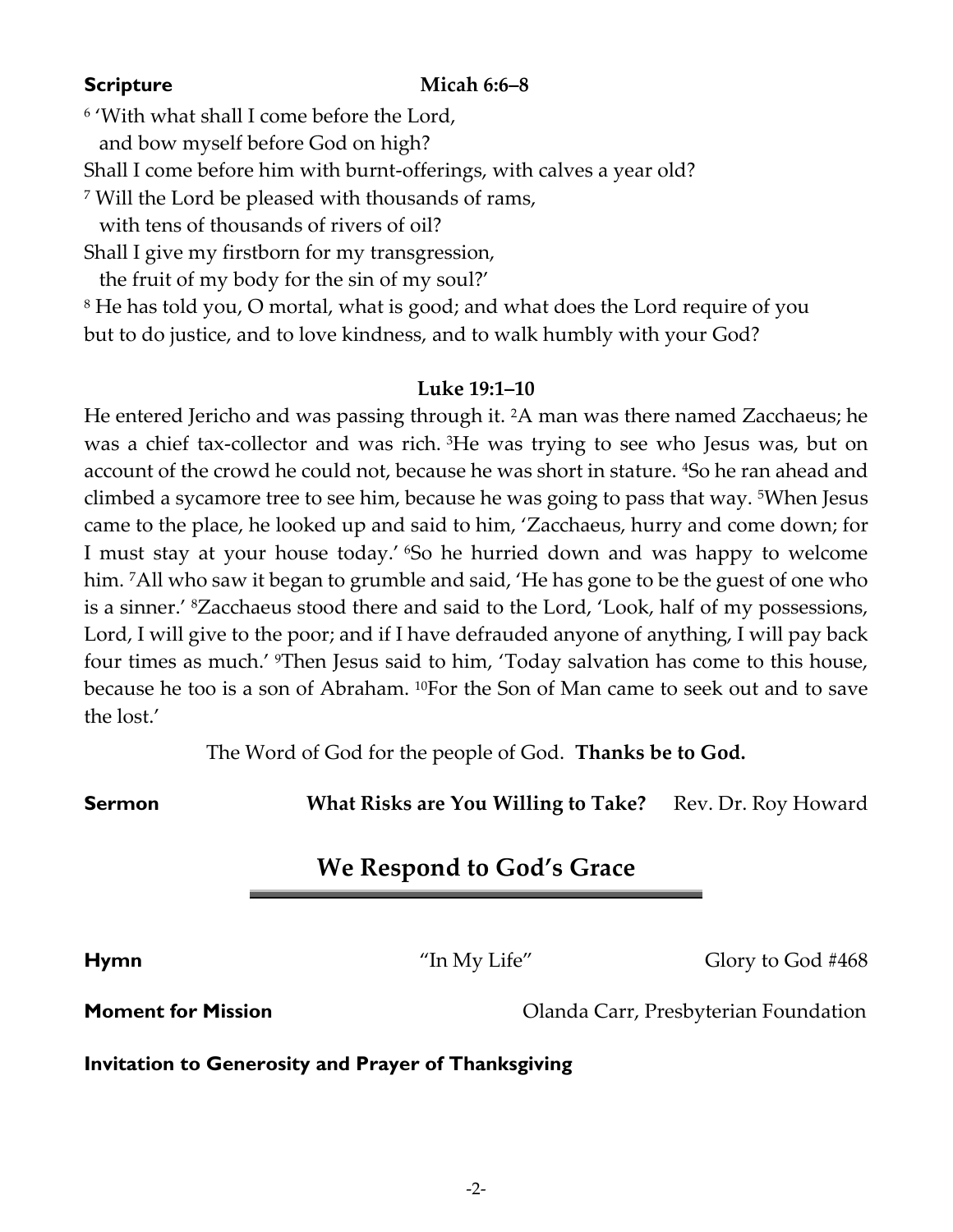**Scripture** **Micah 6:6–8**

[6] 'With what shall I come before the Lord,
  and bow myself before God on high?
Shall I come before him with burnt-offerings, with calves a year old?
[7] Will the Lord be pleased with thousands of rams,
  with tens of thousands of rivers of oil?
Shall I give my firstborn for my transgression,
  the fruit of my body for the sin of my soul?'
[8] He has told you, O mortal, what is good; and what does the Lord require of you
but to do justice, and to love kindness, and to walk humbly with your God?

**Luke 19:1–10**

He entered Jericho and was passing through it. [2]A man was there named Zacchaeus; he was a chief tax-collector and was rich. [3]He was trying to see who Jesus was, but on account of the crowd he could not, because he was short in stature. [4]So he ran ahead and climbed a sycamore tree to see him, because he was going to pass that way. [5]When Jesus came to the place, he looked up and said to him, 'Zacchaeus, hurry and come down; for I must stay at your house today.' [6]So he hurried down and was happy to welcome him. [7]All who saw it began to grumble and said, 'He has gone to be the guest of one who is a sinner.' [8]Zacchaeus stood there and said to the Lord, 'Look, half of my possessions, Lord, I will give to the poor; and if I have defrauded anyone of anything, I will pay back four times as much.' [9]Then Jesus said to him, 'Today salvation has come to this house, because he too is a son of Abraham. [10]For the Son of Man came to seek out and to save the lost.'

The Word of God for the people of God. **Thanks be to God.**

**Sermon** **What Risks are You Willing to Take?** Rev. Dr. Roy Howard

## We Respond to God's Grace

**Hymn** "In My Life" Glory to God #468

**Moment for Mission** Olanda Carr, Presbyterian Foundation

**Invitation to Generosity and Prayer of Thanksgiving**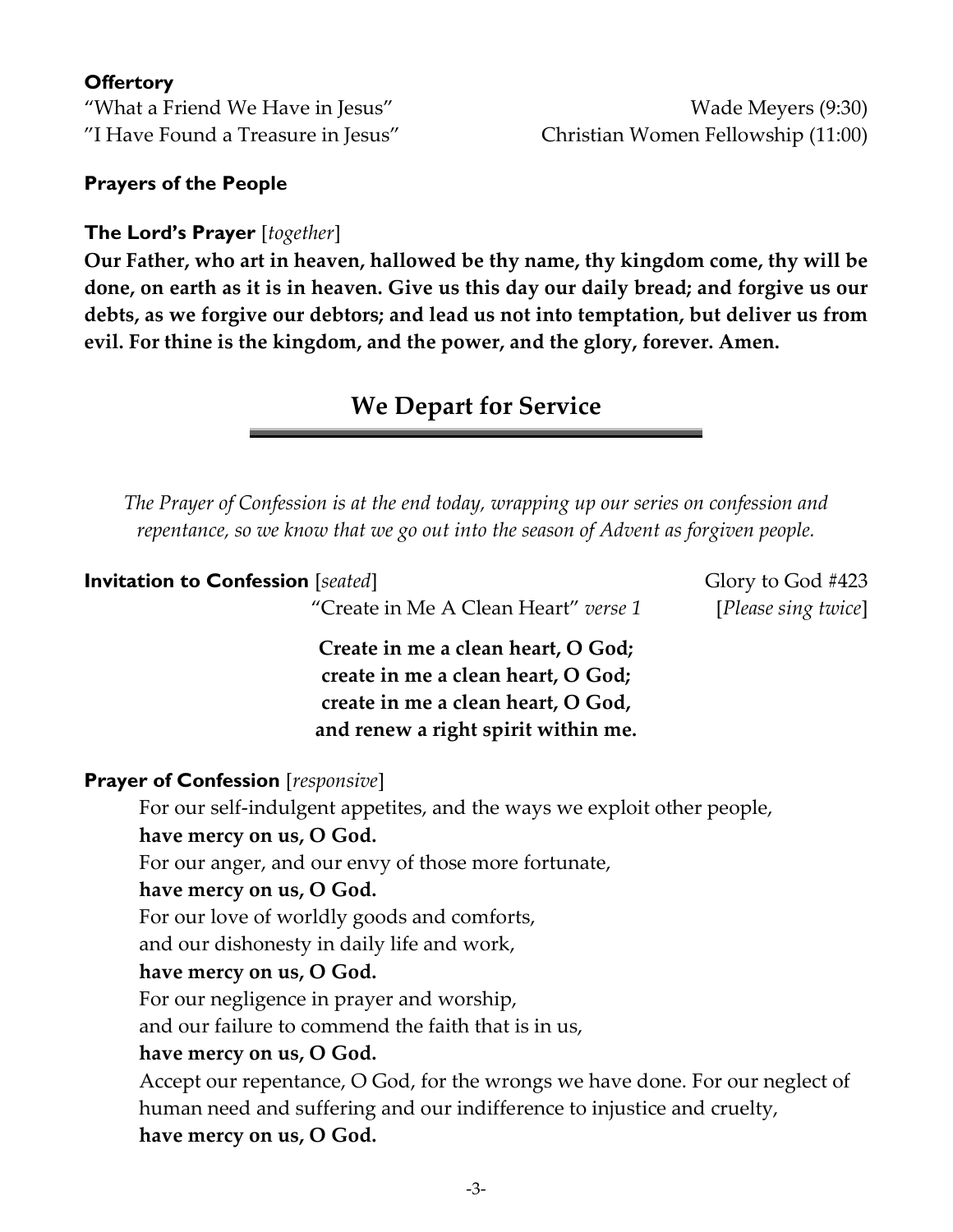**Offertory**

"What a Friend We Have in Jesus" Wade Meyers (9:30)
"I Have Found a Treasure in Jesus" Christian Women Fellowship (11:00)

**Prayers of the People**

**The Lord's Prayer** [*together*]

**Our Father, who art in heaven, hallowed be thy name, thy kingdom come, thy will be done, on earth as it is in heaven. Give us this day our daily bread; and forgive us our debts, as we forgive our debtors; and lead us not into temptation, but deliver us from evil. For thine is the kingdom, and the power, and the glory, forever. Amen.**

## We Depart for Service

*The Prayer of Confession is at the end today, wrapping up our series on confession and repentance, so we know that we go out into the season of Advent as forgiven people.*

**Invitation to Confession** [*seated*] Glory to God #423
"Create in Me A Clean Heart" *verse 1* [*Please sing twice*]

**Create in me a clean heart, O God;**
**create in me a clean heart, O God;**
**create in me a clean heart, O God,**
**and renew a right spirit within me.**

**Prayer of Confession** [*responsive*]

For our self-indulgent appetites, and the ways we exploit other people,
**have mercy on us, O God.**
For our anger, and our envy of those more fortunate,
**have mercy on us, O God.**
For our love of worldly goods and comforts,
and our dishonesty in daily life and work,
**have mercy on us, O God.**
For our negligence in prayer and worship,
and our failure to commend the faith that is in us,
**have mercy on us, O God.**
Accept our repentance, O God, for the wrongs we have done. For our neglect of human need and suffering and our indifference to injustice and cruelty,
**have mercy on us, O God.**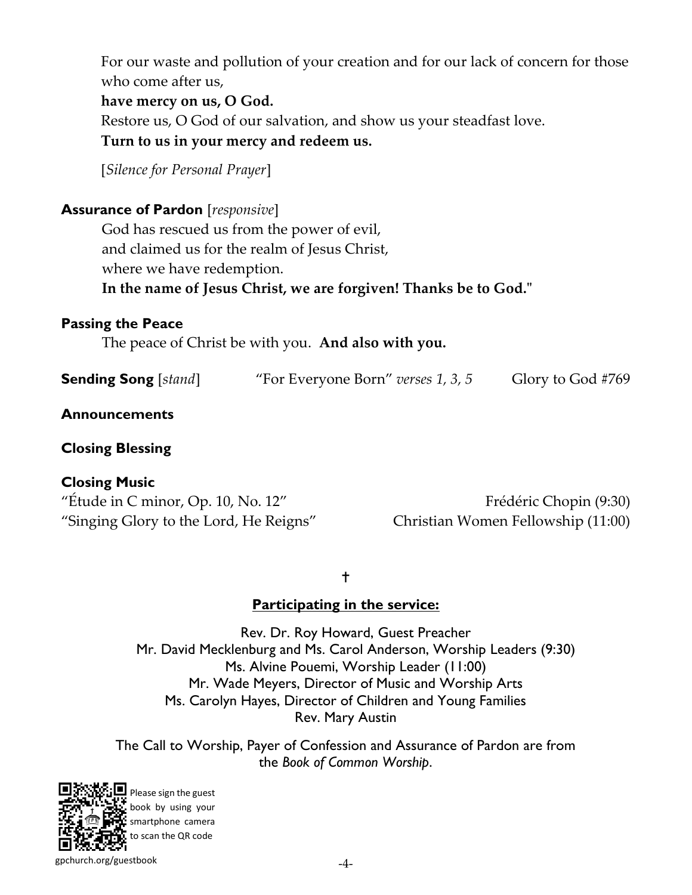For our waste and pollution of your creation and for our lack of concern for those who come after us,
**have mercy on us, O God.**
Restore us, O God of our salvation, and show us your steadfast love.
**Turn to us in your mercy and redeem us.**

[*Silence for Personal Prayer*]

**Assurance of Pardon** [*responsive*]

God has rescued us from the power of evil,
and claimed us for the realm of Jesus Christ,
where we have redemption.
**In the name of Jesus Christ, we are forgiven! Thanks be to God."**

**Passing the Peace**

The peace of Christ be with you. **And also with you.**

**Sending Song** [*stand*] "For Everyone Born" *verses 1, 3, 5* Glory to God #769

**Announcements**

**Closing Blessing**

**Closing Music**

"Étude in C minor, Op. 10, No. 12" Frédéric Chopin (9:30)
"Singing Glory to the Lord, He Reigns" Christian Women Fellowship (11:00)

†

**Participating in the service:**

Rev. Dr. Roy Howard, Guest Preacher
Mr. David Mecklenburg and Ms. Carol Anderson, Worship Leaders (9:30)
Ms. Alvine Pouemi, Worship Leader (11:00)
Mr. Wade Meyers, Director of Music and Worship Arts
Ms. Carolyn Hayes, Director of Children and Young Families
Rev. Mary Austin

The Call to Worship, Payer of Confession and Assurance of Pardon are from the *Book of Common Worship*.

Please sign the guest book by using your smartphone camera to scan the QR code

gpchurch.org/guestbook